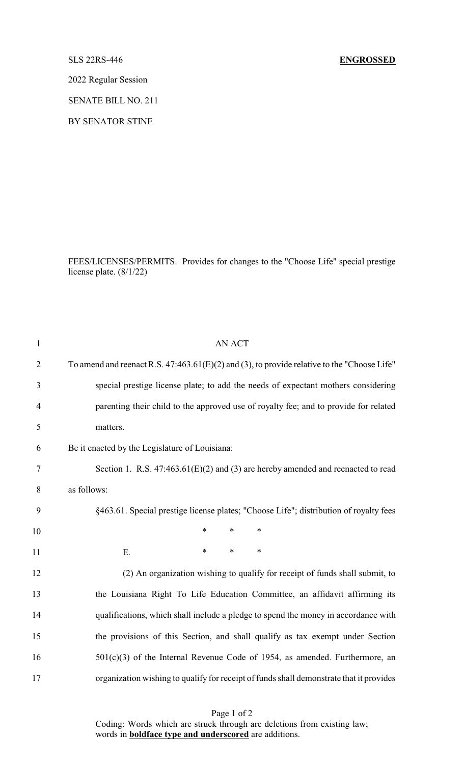SLS 22RS-446 **ENGROSSED**

2022 Regular Session

SENATE BILL NO. 211

BY SENATOR STINE

FEES/LICENSES/PERMITS. Provides for changes to the "Choose Life" special prestige license plate. (8/1/22)

1 AN ACT

2 To amend and reenact R.S. 47:463.61(E)(2) and (3), to provide relative to the "Choose Life"

3 special prestige license plate; to add the needs of expectant mothers considering

4 parenting their child to the approved use of royalty fee; and to provide for related

5 matters.

6 Be it enacted by the Legislature of Louisiana:

7 Section 1. R.S. 47:463.61(E)(2) and (3) are hereby amended and reenacted to read

8 as follows:

9 §463.61. Special prestige license plates; "Choose Life"; distribution of royalty fees

10 * * *

11 E. * * *

12 (2) An organization wishing to qualify for receipt of funds shall submit, to

13 the Louisiana Right To Life Education Committee, an affidavit affirming its

14 qualifications, which shall include a pledge to spend the money in accordance with

15 the provisions of this Section, and shall qualify as tax exempt under Section

16 501(c)(3) of the Internal Revenue Code of 1954, as amended. Furthermore, an

17 organization wishing to qualify for receipt of funds shall demonstrate that it provides

Coding: Words which are ~~struck through~~ are deletions from existing law; words in **boldface type and underscored** are additions.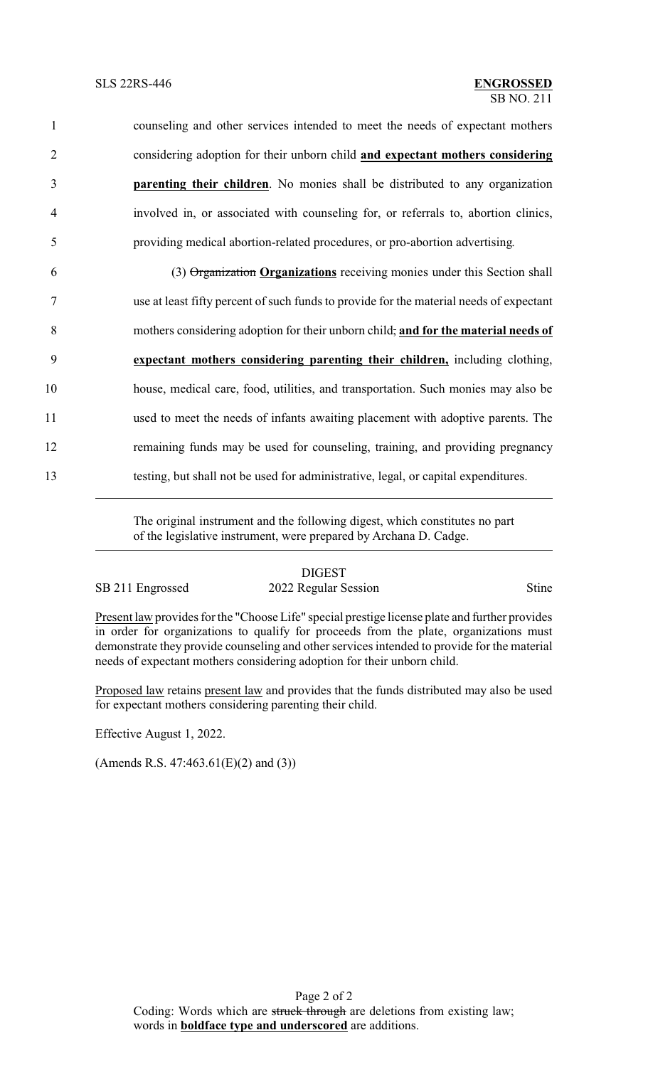counseling and other services intended to meet the needs of expectant mothers considering adoption for their unborn child **and expectant mothers considering parenting their children**. No monies shall be distributed to any organization involved in, or associated with counseling for, or referrals to, abortion clinics, providing medical abortion-related procedures, or pro-abortion advertising.

(3) ~~Organization~~ **Organizations** receiving monies under this Section shall use at least fifty percent of such funds to provide for the material needs of expectant mothers considering adoption for their unborn child~~,~~ **and for the material needs of expectant mothers considering parenting their children,** including clothing, house, medical care, food, utilities, and transportation. Such monies may also be used to meet the needs of infants awaiting placement with adoptive parents. The remaining funds may be used for counseling, training, and providing pregnancy testing, but shall not be used for administrative, legal, or capital expenditures.

---

The original instrument and the following digest, which constitutes no part of the legislative instrument, were prepared by Archana D. Cadge.

---

## DIGEST

SB 211 Engrossed — 2022 Regular Session — Stine

Present law provides for the "Choose Life" special prestige license plate and further provides in order for organizations to qualify for proceeds from the plate, organizations must demonstrate they provide counseling and other services intended to provide for the material needs of expectant mothers considering adoption for their unborn child.

Proposed law retains present law and provides that the funds distributed may also be used for expectant mothers considering parenting their child.

Effective August 1, 2022.

(Amends R.S. 47:463.61(E)(2) and (3))

Coding: Words which are ~~struck through~~ are deletions from existing law; words in **boldface type and underscored** are additions.